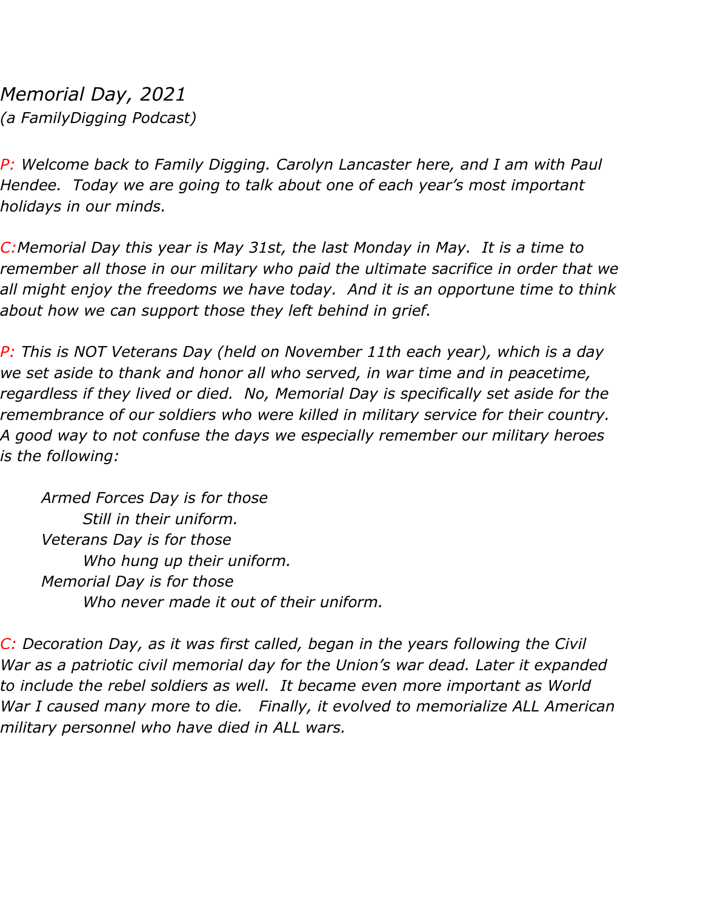*Memorial Day, 2021*
*(a FamilyDigging Podcast)*

*P: Welcome back to Family Digging. Carolyn Lancaster here, and I am with Paul Hendee.  Today we are going to talk about one of each year's most important holidays in our minds.*

*C:Memorial Day this year is May 31st, the last Monday in May.  It is a time to remember all those in our military who paid the ultimate sacrifice in order that we all might enjoy the freedoms we have today.  And it is an opportune time to think about how we can support those they left behind in grief.*

*P: This is NOT Veterans Day (held on November 11th each year), which is a day we set aside to thank and honor all who served, in war time and in peacetime, regardless if they lived or died.  No, Memorial Day is specifically set aside for the remembrance of our soldiers who were killed in military service for their country.  A good way to not confuse the days we especially remember our military heroes is the following:*

> *Armed Forces Day is for those*
> *Still in their uniform.*
> *Veterans Day is for those*
> *Who hung up their uniform.*
> *Memorial Day is for those*
> *Who never made it out of their uniform.*

*C: Decoration Day, as it was first called, began in the years following the Civil War as a patriotic civil memorial day for the Union's war dead. Later it expanded to include the rebel soldiers as well.  It became even more important as World War I caused many more to die.   Finally, it evolved to memorialize ALL American military personnel who have died in ALL wars.*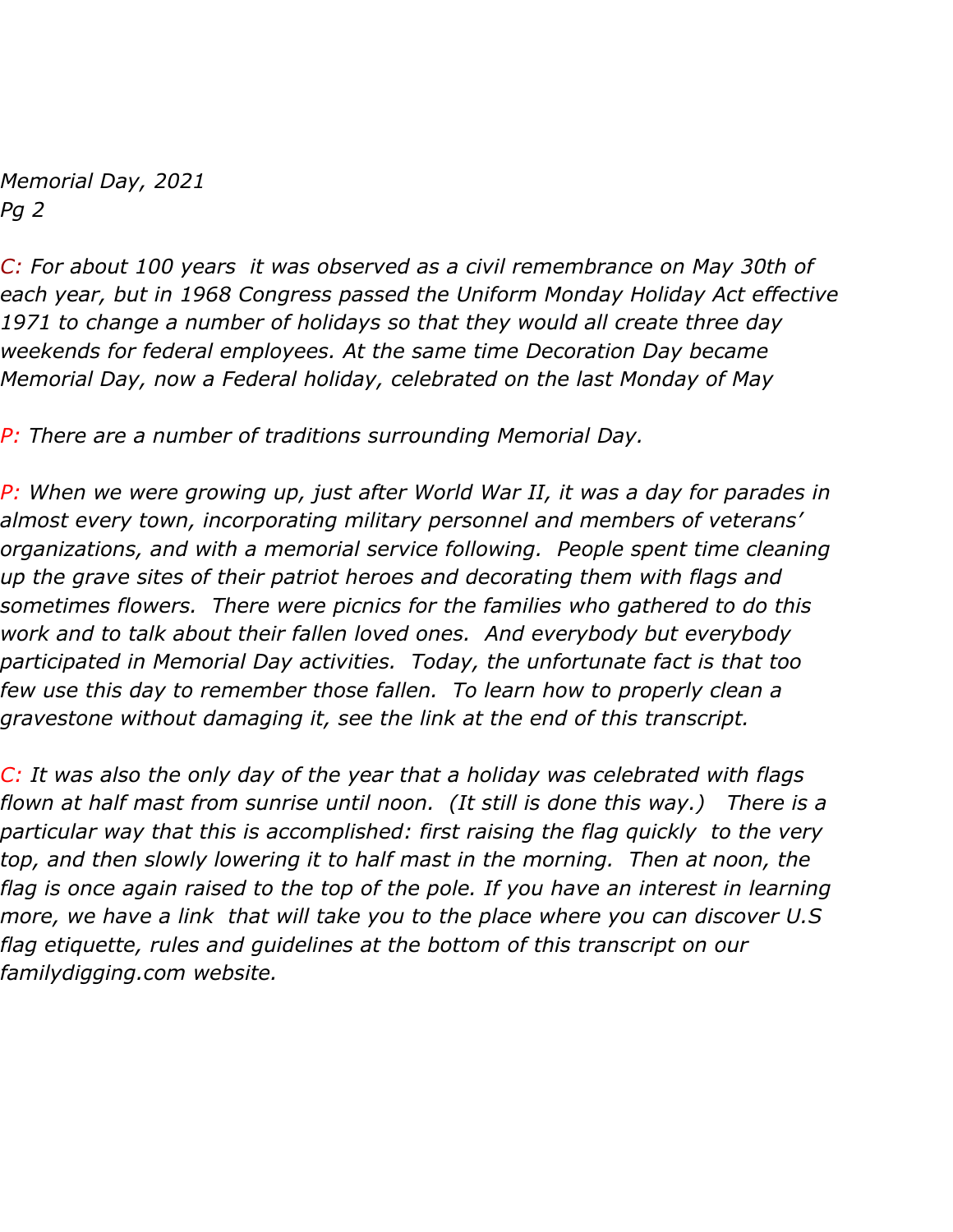*C: For about 100 years  it was observed as a civil remembrance on May 30th of each year, but in 1968 Congress passed the Uniform Monday Holiday Act effective 1971 to change a number of holidays so that they would all create three day weekends for federal employees. At the same time Decoration Day became Memorial Day, now a Federal holiday, celebrated on the last Monday of May*

*P: There are a number of traditions surrounding Memorial Day.*

*P: When we were growing up, just after World War II, it was a day for parades in almost every town, incorporating military personnel and members of veterans' organizations, and with a memorial service following.  People spent time cleaning up the grave sites of their patriot heroes and decorating them with flags and sometimes flowers.  There were picnics for the families who gathered to do this work and to talk about their fallen loved ones.  And everybody but everybody participated in Memorial Day activities.  Today, the unfortunate fact is that too few use this day to remember those fallen.  To learn how to properly clean a gravestone without damaging it, see the link at the end of this transcript.*

*C: It was also the only day of the year that a holiday was celebrated with flags flown at half mast from sunrise until noon.  (It still is done this way.)   There is a particular way that this is accomplished: first raising the flag quickly  to the very top, and then slowly lowering it to half mast in the morning.  Then at noon, the flag is once again raised to the top of the pole. If you have an interest in learning more, we have a link  that will take you to the place where you can discover U.S flag etiquette, rules and guidelines at the bottom of this transcript on our familydigging.com website.*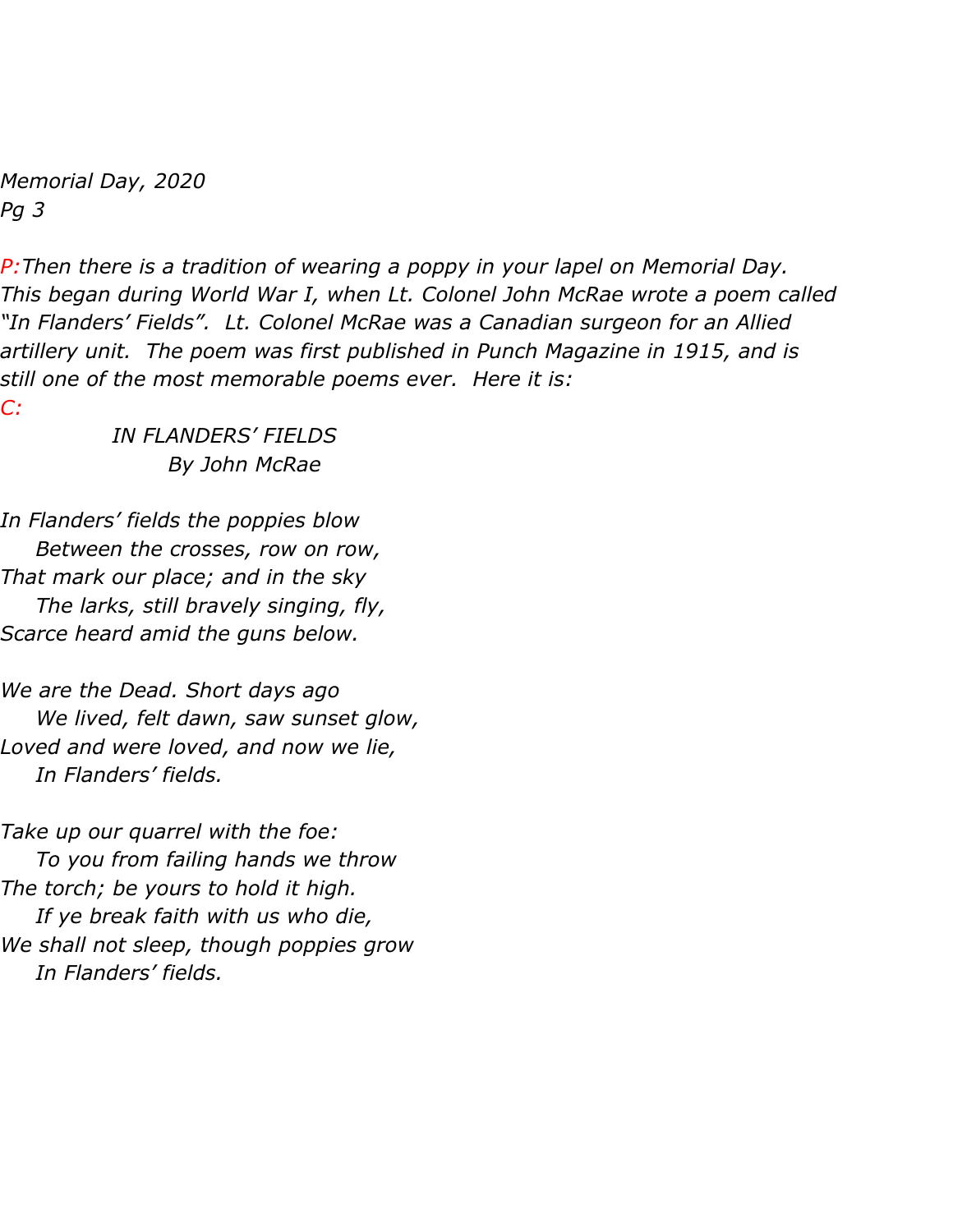*Memorial Day, 2020*
*Pg 3*

*P:Then there is a tradition of wearing a poppy in your lapel on Memorial Day. This began during World War I, when Lt. Colonel John McRae wrote a poem called "In Flanders' Fields". Lt. Colonel McRae was a Canadian surgeon for an Allied artillery unit. The poem was first published in Punch Magazine in 1915, and is still one of the most memorable poems ever. Here it is:*

*C:*

*IN FLANDERS' FIELDS*
*By John McRae*

*In Flanders' fields the poppies blow*
*Between the crosses, row on row,*
*That mark our place; and in the sky*
*The larks, still bravely singing, fly,*
*Scarce heard amid the guns below.*

*We are the Dead. Short days ago*
*We lived, felt dawn, saw sunset glow,*
*Loved and were loved, and now we lie,*
*In Flanders' fields.*

*Take up our quarrel with the foe:*
*To you from failing hands we throw*
*The torch; be yours to hold it high.*
*If ye break faith with us who die,*
*We shall not sleep, though poppies grow*
*In Flanders' fields.*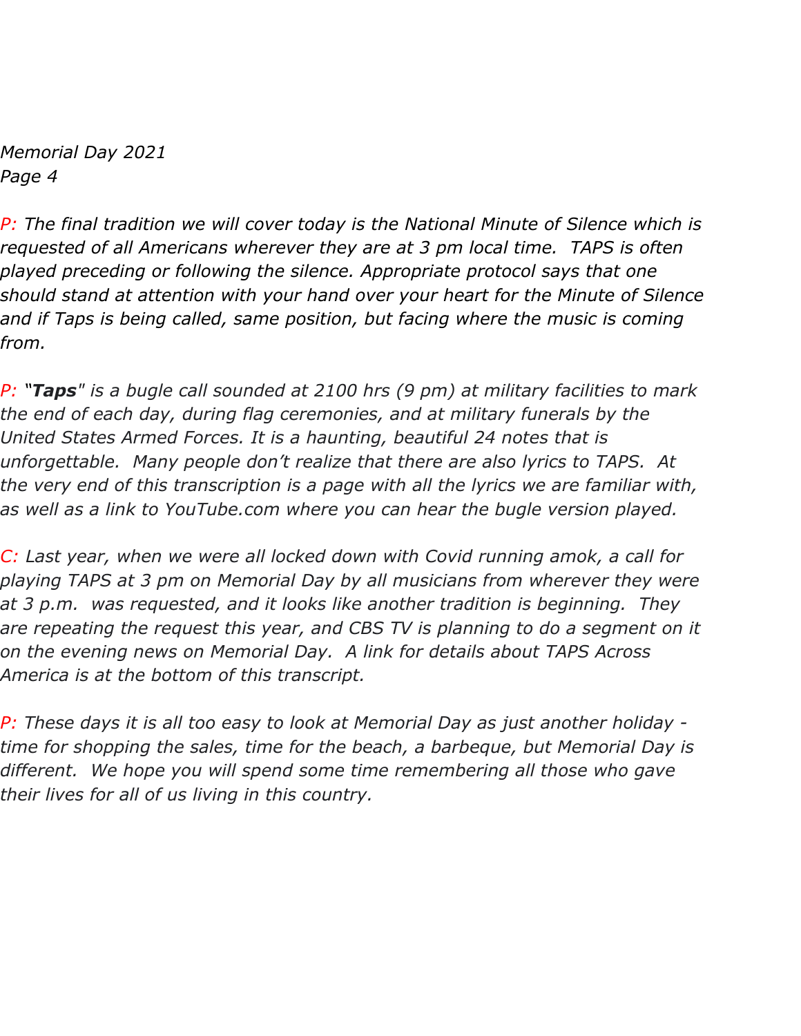*P: The final tradition we will cover today is the National Minute of Silence which is requested of all Americans wherever they are at 3 pm local time. TAPS is often played preceding or following the silence. Appropriate protocol says that one should stand at attention with your hand over your heart for the Minute of Silence and if Taps is being called, same position, but facing where the music is coming from.*

*P: "**Taps**" is a bugle call sounded at 2100 hrs (9 pm) at military facilities to mark the end of each day, during flag ceremonies, and at military funerals by the United States Armed Forces. It is a haunting, beautiful 24 notes that is unforgettable. Many people don't realize that there are also lyrics to TAPS. At the very end of this transcription is a page with all the lyrics we are familiar with, as well as a link to YouTube.com where you can hear the bugle version played.*

*C: Last year, when we were all locked down with Covid running amok, a call for playing TAPS at 3 pm on Memorial Day by all musicians from wherever they were at 3 p.m. was requested, and it looks like another tradition is beginning. They are repeating the request this year, and CBS TV is planning to do a segment on it on the evening news on Memorial Day. A link for details about TAPS Across America is at the bottom of this transcript.*

*P: These days it is all too easy to look at Memorial Day as just another holiday - time for shopping the sales, time for the beach, a barbeque, but Memorial Day is different. We hope you will spend some time remembering all those who gave their lives for all of us living in this country.*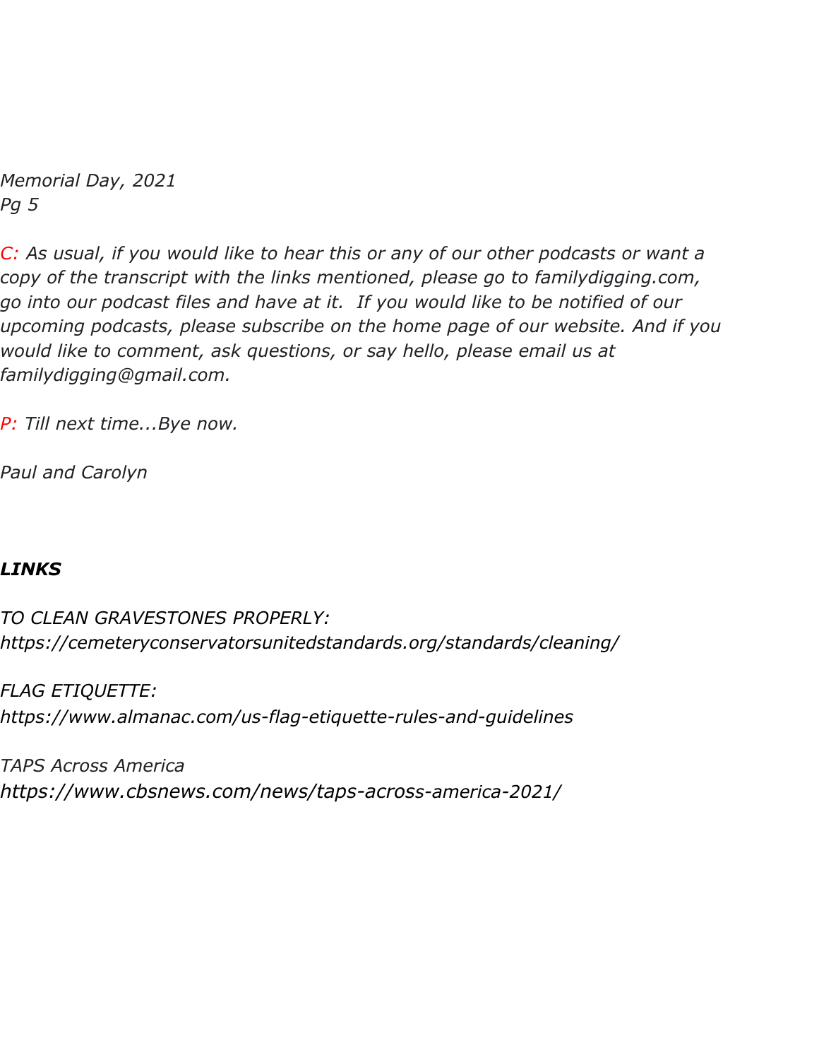*C: As usual, if you would like to hear this or any of our other podcasts or want a copy of the transcript with the links mentioned, please go to familydigging.com, go into our podcast files and have at it. If you would like to be notified of our upcoming podcasts, please subscribe on the home page of our website. And if you would like to comment, ask questions, or say hello, please email us at familydigging@gmail.com.*

*P: Till next time...Bye now.*

*Paul and Carolyn*

***LINKS***

*TO CLEAN GRAVESTONES PROPERLY:*
*https://cemeteryconservatorsunitedstandards.org/standards/cleaning/*

*FLAG ETIQUETTE:*
*https://www.almanac.com/us-flag-etiquette-rules-and-guidelines*

*TAPS Across America*
*https://www.cbsnews.com/news/taps-across-america-2021/*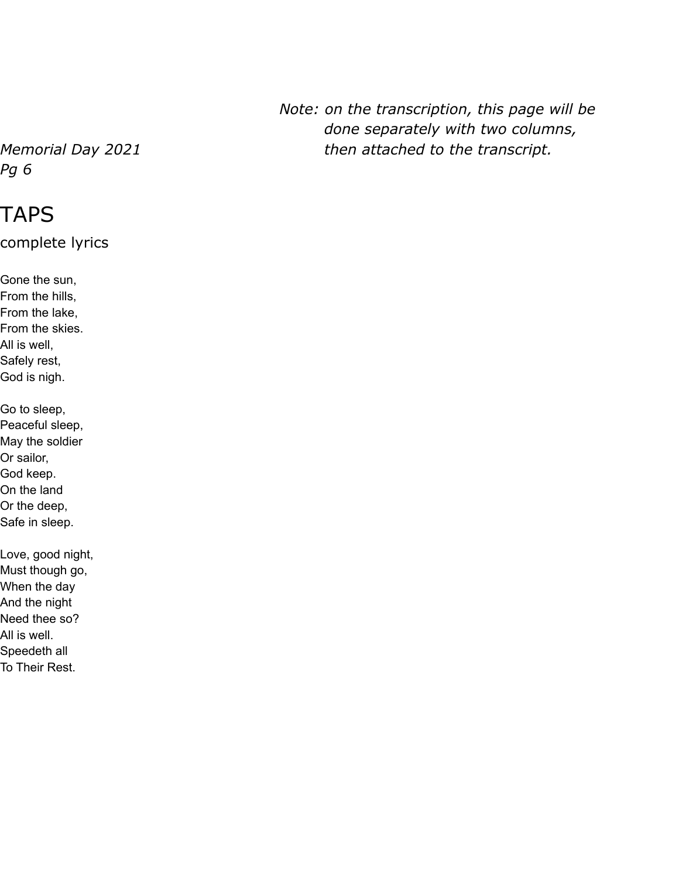*Note: on the transcription, this page will be done separately with two columns, then attached to the transcript.*

*Memorial Day 2021*
*Pg 6*

# TAPS

## complete lyrics

Gone the sun,
From the hills,
From the lake,
From the skies.
All is well,
Safely rest,
God is nigh.

Go to sleep,
Peaceful sleep,
May the soldier
Or sailor,
God keep.
On the land
Or the deep,
Safe in sleep.

Love, good night,
Must though go,
When the day
And the night
Need thee so?
All is well.
Speedeth all
To Their Rest.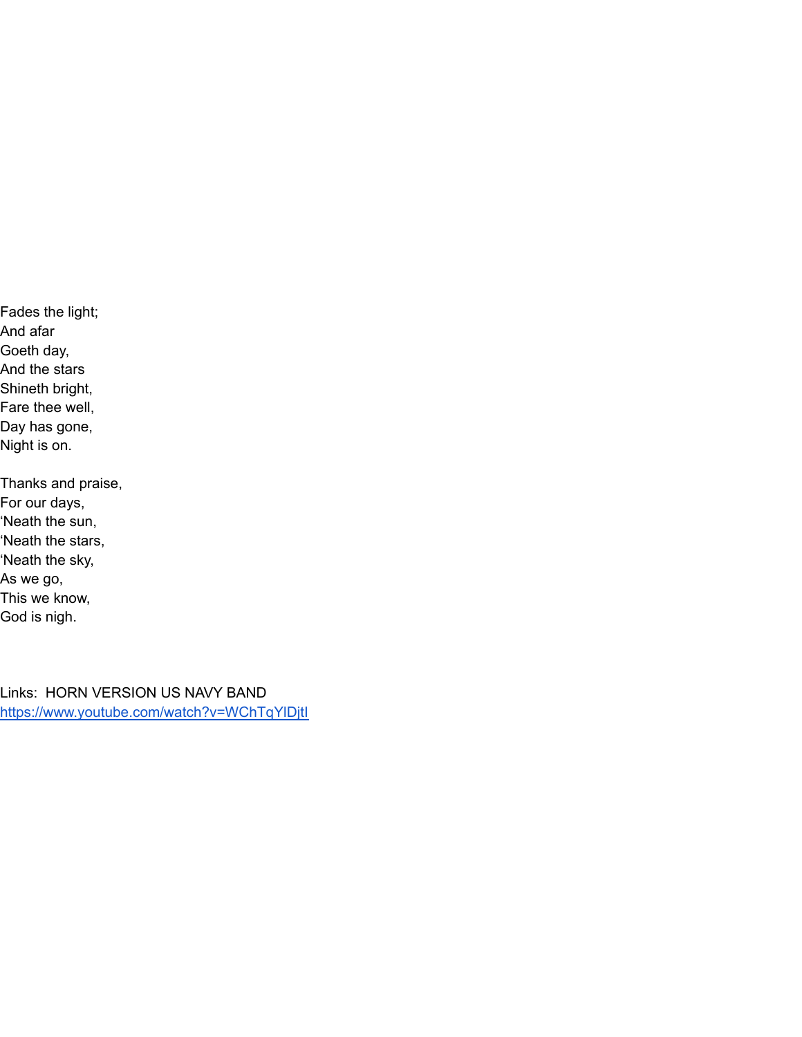Fades the light;
And afar
Goeth day,
And the stars
Shineth bright,
Fare thee well,
Day has gone,
Night is on.

Thanks and praise,
For our days,
'Neath the sun,
'Neath the stars,
'Neath the sky,
As we go,
This we know,
God is nigh.

Links: HORN VERSION US NAVY BAND
[https://www.youtube.com/watch?v=WChTqYlDjtI](https://www.youtube.com/watch?v=WChTqYlDjtI)